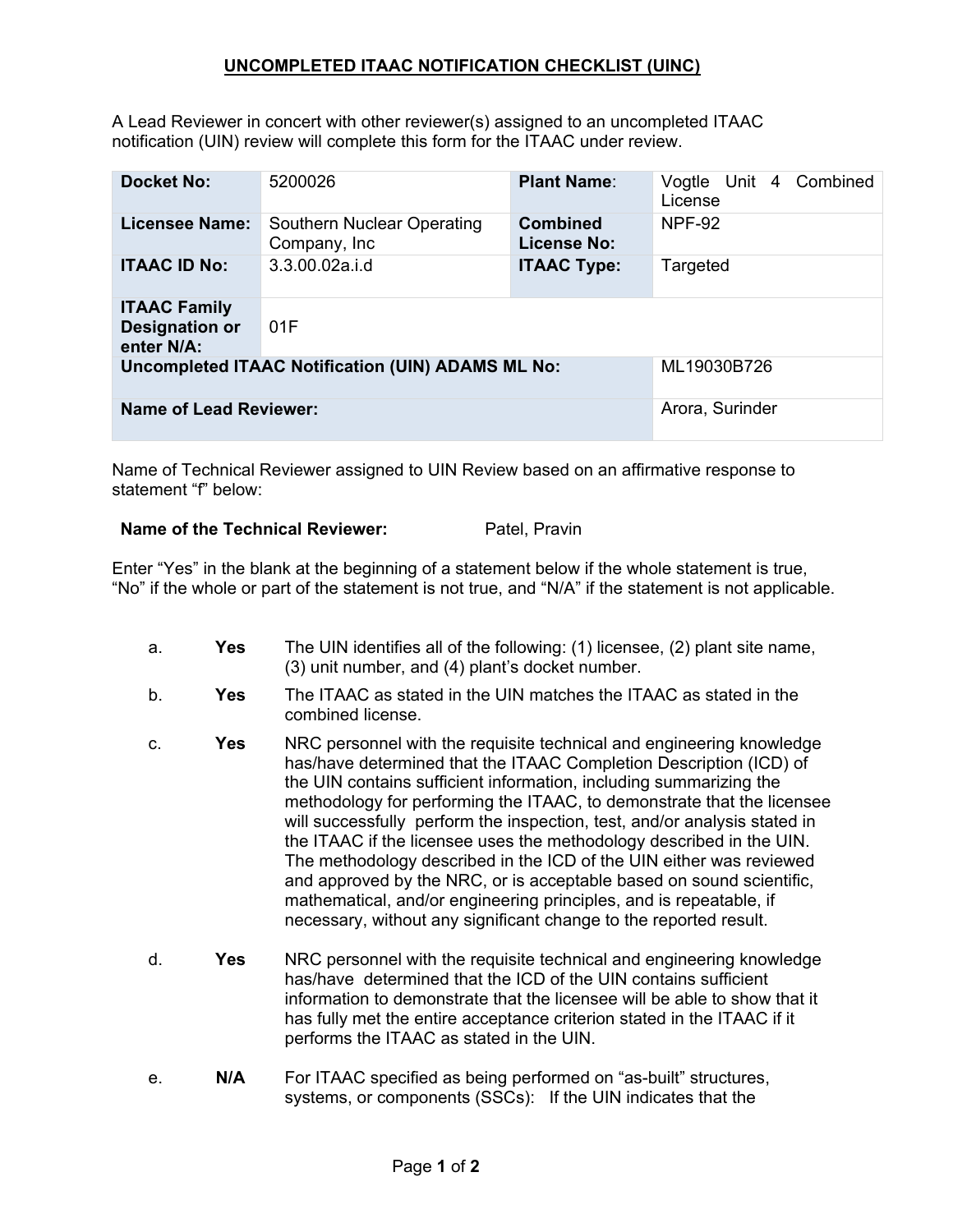# UNCOMPLETED ITAAC NOTIFICATION CHECKLIST (UINC)

A Lead Reviewer in concert with other reviewer(s) assigned to an uncompleted ITAAC notification (UIN) review will complete this form for the ITAAC under review.

| | | | |
|---|---|---|---|
| **Docket No:** | 5200026 | **Plant Name**: | Vogtle Unit 4 Combined License |
| **Licensee Name:** | Southern Nuclear Operating Company, Inc | **Combined License No:** | NPF-92 |
| **ITAAC ID No:** | 3.3.00.02a.i.d | **ITAAC Type:** | Targeted |
| **ITAAC Family Designation or enter N/A:** | 01F | | |
| **Uncompleted ITAAC Notification (UIN) ADAMS ML No:** | | | ML19030B726 |
| **Name of Lead Reviewer:** | | | Arora, Surinder |

Name of Technical Reviewer assigned to UIN Review based on an affirmative response to statement "f" below:

**Name of the Technical Reviewer:** Patel, Pravin

Enter "Yes" in the blank at the beginning of a statement below if the whole statement is true, "No" if the whole or part of the statement is not true, and "N/A" if the statement is not applicable.

a. **Yes** The UIN identifies all of the following: (1) licensee, (2) plant site name, (3) unit number, and (4) plant's docket number.

b. **Yes** The ITAAC as stated in the UIN matches the ITAAC as stated in the combined license.

c. **Yes** NRC personnel with the requisite technical and engineering knowledge has/have determined that the ITAAC Completion Description (ICD) of the UIN contains sufficient information, including summarizing the methodology for performing the ITAAC, to demonstrate that the licensee will successfully perform the inspection, test, and/or analysis stated in the ITAAC if the licensee uses the methodology described in the UIN. The methodology described in the ICD of the UIN either was reviewed and approved by the NRC, or is acceptable based on sound scientific, mathematical, and/or engineering principles, and is repeatable, if necessary, without any significant change to the reported result.

d. **Yes** NRC personnel with the requisite technical and engineering knowledge has/have determined that the ICD of the UIN contains sufficient information to demonstrate that the licensee will be able to show that it has fully met the entire acceptance criterion stated in the ITAAC if it performs the ITAAC as stated in the UIN.

e. **N/A** For ITAAC specified as being performed on "as-built" structures, systems, or components (SSCs): If the UIN indicates that the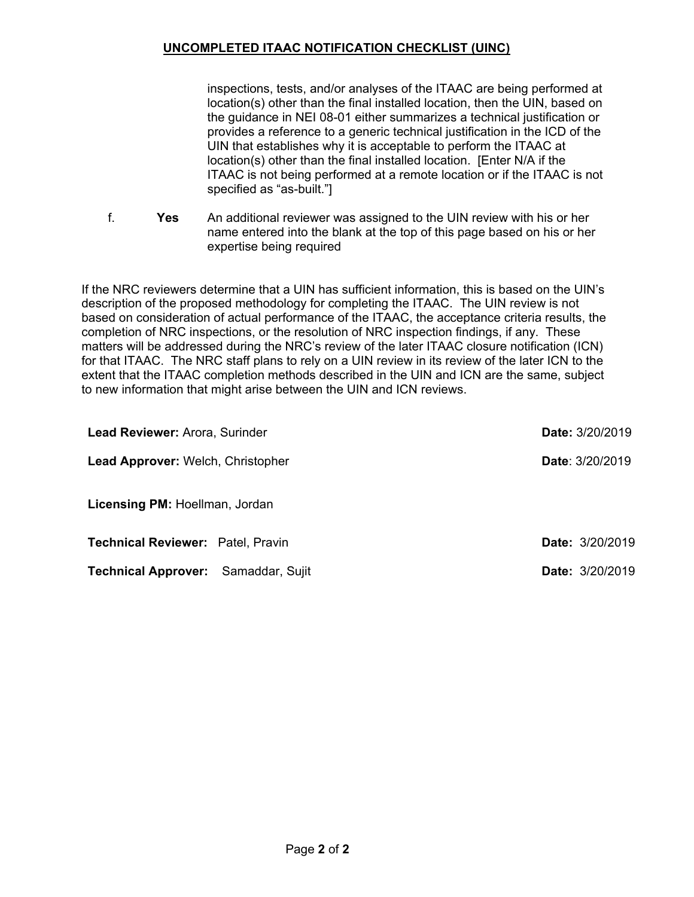inspections, tests, and/or analyses of the ITAAC are being performed at location(s) other than the final installed location, then the UIN, based on the guidance in NEI 08-01 either summarizes a technical justification or provides a reference to a generic technical justification in the ICD of the UIN that establishes why it is acceptable to perform the ITAAC at location(s) other than the final installed location. [Enter N/A if the ITAAC is not being performed at a remote location or if the ITAAC is not specified as "as-built."]

f. **Yes** An additional reviewer was assigned to the UIN review with his or her name entered into the blank at the top of this page based on his or her expertise being required

If the NRC reviewers determine that a UIN has sufficient information, this is based on the UIN's description of the proposed methodology for completing the ITAAC. The UIN review is not based on consideration of actual performance of the ITAAC, the acceptance criteria results, the completion of NRC inspections, or the resolution of NRC inspection findings, if any. These matters will be addressed during the NRC's review of the later ITAAC closure notification (ICN) for that ITAAC. The NRC staff plans to rely on a UIN review in its review of the later ICN to the extent that the ITAAC completion methods described in the UIN and ICN are the same, subject to new information that might arise between the UIN and ICN reviews.

**Lead Reviewer:** Arora, Surinder **Date:** 3/20/2019

**Lead Approver:** Welch, Christopher **Date**: 3/20/2019

**Licensing PM:** Hoellman, Jordan

**Technical Reviewer:** Patel, Pravin **Date:** 3/20/2019

**Technical Approver:** Samaddar, Sujit **Date:** 3/20/2019